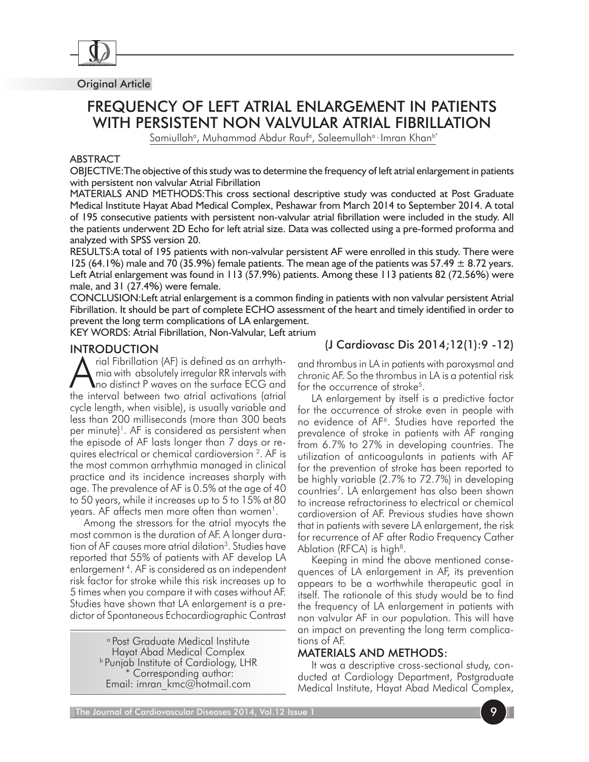Original Article

# FREQUENCY OF LEFT ATRIAL ENLARGEMENT IN PATIENTS WITH PERSISTENT NON VALVULAR ATRIAL FIBRILLATION

Samiullah[a], Muhammad Abdur Rauf[a], Saleemullah[a], Imran Khan[b*]

## ABSTRACT

OBJECTIVE: The objective of this study was to determine the frequency of left atrial enlargement in patients with persistent non valvular Atrial Fibrillation

MATERIALS AND METHODS: This cross sectional descriptive study was conducted at Post Graduate Medical Institute Hayat Abad Medical Complex, Peshawar from March 2014 to September 2014. A total of 195 consecutive patients with persistent non-valvular atrial fibrillation were included in the study. All the patients underwent 2D Echo for left atrial size. Data was collected using a pre-formed proforma and analyzed with SPSS version 20.

RESULTS: A total of 195 patients with non-valvular persistent AF were enrolled in this study. There were 125 (64.1%) male and 70 (35.9%) female patients. The mean age of the patients was 57.49 ± 8.72 years. Left Atrial enlargement was found in 113 (57.9%) patients. Among these 113 patients 82 (72.56%) were male, and 31 (27.4%) were female.

CONCLUSION: Left atrial enlargement is a common finding in patients with non valvular persistent Atrial Fibrillation. It should be part of complete ECHO assessment of the heart and timely identified in order to prevent the long term complications of LA enlargement.

KEY WORDS: Atrial Fibrillation, Non-Valvular, Left atrium

(J Cardiovasc Dis 2014;12(1):9 -12)

## INTRODUCTION

Atrial Fibrillation (AF) is defined as an arrhythmia with absolutely irregular RR intervals with no distinct P waves on the surface ECG and the interval between two atrial activations (atrial cycle length, when visible), is usually variable and less than 200 milliseconds (more than 300 beats per minute)[1]. AF is considered as persistent when the episode of AF lasts longer than 7 days or requires electrical or chemical cardioversion [2]. AF is the most common arrhythmia managed in clinical practice and its incidence increases sharply with age. The prevalence of AF is 0.5% at the age of 40 to 50 years, while it increases up to 5 to 15% at 80 years. AF affects men more often than women[1].

Among the stressors for the atrial myocyts the most common is the duration of AF. A longer duration of AF causes more atrial dilation[3]. Studies have reported that 55% of patients with AF develop LA enlargement [4]. AF is considered as an independent risk factor for stroke while this risk increases up to 5 times when you compare it with cases without AF. Studies have shown that LA enlargement is a predictor of Spontaneous Echocardiographic Contrast and thrombus in LA in patients with paroxysmal and chronic AF. So the thrombus in LA is a potential risk for the occurrence of stroke[5].

LA enlargement by itself is a predictive factor for the occurrence of stroke even in people with no evidence of AF[6]. Studies have reported the prevalence of stroke in patients with AF ranging from 6.7% to 27% in developing countries. The utilization of anticoagulants in patients with AF for the prevention of stroke has been reported to be highly variable (2.7% to 72.7%) in developing countries[7]. LA enlargement has also been shown to increase refractoriness to electrical or chemical cardioversion of AF. Previous studies have shown that in patients with severe LA enlargement, the risk for recurrence of AF after Radio Frequency Cather Ablation (RFCA) is high[8].

Keeping in mind the above mentioned consequences of LA enlargement in AF, its prevention appears to be a worthwhile therapeutic goal in itself. The rationale of this study would be to find the frequency of LA enlargement in patients with non valvular AF in our population. This will have an impact on preventing the long term complications of AF.

## MATERIALS AND METHODS:

It was a descriptive cross-sectional study, conducted at Cardiology Department, Postgraduate Medical Institute, Hayat Abad Medical Complex,

---

[a] Post Graduate Medical Institute Hayat Abad Medical Complex
[b] Punjab Institute of Cardiology, LHR
* Corresponding author:
Email: imran_kmc@hotmail.com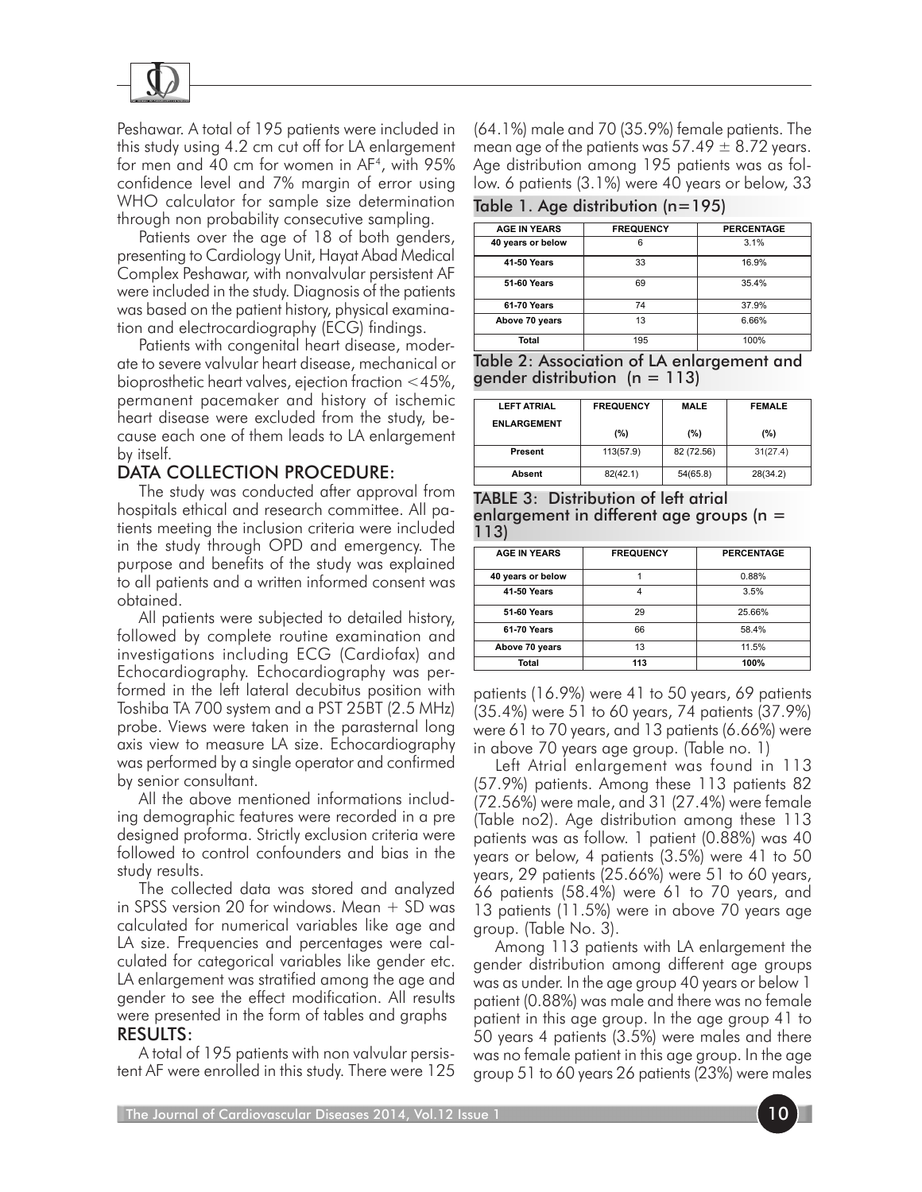Peshawar. A total of 195 patients were included in this study using 4.2 cm cut off for LA enlargement for men and 40 cm for women in AF[4], with 95% confidence level and 7% margin of error using WHO calculator for sample size determination through non probability consecutive sampling.

Patients over the age of 18 of both genders, presenting to Cardiology Unit, Hayat Abad Medical Complex Peshawar, with nonvalvular persistent AF were included in the study. Diagnosis of the patients was based on the patient history, physical examination and electrocardiography (ECG) findings.

Patients with congenital heart disease, moderate to severe valvular heart disease, mechanical or bioprosthetic heart valves, ejection fraction <45%, permanent pacemaker and history of ischemic heart disease were excluded from the study, because each one of them leads to LA enlargement by itself.

## DATA COLLECTION PROCEDURE:

The study was conducted after approval from hospitals ethical and research committee. All patients meeting the inclusion criteria were included in the study through OPD and emergency. The purpose and benefits of the study was explained to all patients and a written informed consent was obtained.

All patients were subjected to detailed history, followed by complete routine examination and investigations including ECG (Cardiofax) and Echocardiography. Echocardiography was performed in the left lateral decubitus position with Toshiba TA 700 system and a PST 25BT (2.5 MHz) probe. Views were taken in the parasternal long axis view to measure LA size. Echocardiography was performed by a single operator and confirmed by senior consultant.

All the above mentioned informations including demographic features were recorded in a pre designed proforma. Strictly exclusion criteria were followed to control confounders and bias in the study results.

The collected data was stored and analyzed in SPSS version 20 for windows. Mean + SD was calculated for numerical variables like age and LA size. Frequencies and percentages were calculated for categorical variables like gender etc. LA enlargement was stratified among the age and gender to see the effect modification. All results were presented in the form of tables and graphs

## RESULTS:

A total of 195 patients with non valvular persistent AF were enrolled in this study. There were 125 (64.1%) male and 70 (35.9%) female patients. The mean age of the patients was $57.49 \pm 8.72$ years. Age distribution among 195 patients was as follow. 6 patients (3.1%) were 40 years or below, 33 patients (16.9%) were 41 to 50 years, 69 patients (35.4%) were 51 to 60 years, 74 patients (37.9%) were 61 to 70 years, and 13 patients (6.66%) were in above 70 years age group. (Table no. 1)

Table 1. Age distribution (n=195)

| AGE IN YEARS | FREQUENCY | PERCENTAGE |
|---|---|---|
| 40 years or below | 6 | 3.1% |
| 41-50 Years | 33 | 16.9% |
| 51-60 Years | 69 | 35.4% |
| 61-70 Years | 74 | 37.9% |
| Above 70 years | 13 | 6.66% |
| Total | 195 | 100% |

Table 2: Association of LA enlargement and gender distribution (n = 113)

| LEFT ATRIAL ENLARGEMENT | FREQUENCY (%) | MALE (%) | FEMALE (%) |
|---|---|---|---|
| Present | 113(57.9) | 82 (72.56) | 31(27.4) |
| Absent | 82(42.1) | 54(65.8) | 28(34.2) |

TABLE 3: Distribution of left atrial enlargement in different age groups (n = 113)

| AGE IN YEARS | FREQUENCY | PERCENTAGE |
|---|---|---|
| 40 years or below | 1 | 0.88% |
| 41-50 Years | 4 | 3.5% |
| 51-60 Years | 29 | 25.66% |
| 61-70 Years | 66 | 58.4% |
| Above 70 years | 13 | 11.5% |
| Total | 113 | 100% |

Left Atrial enlargement was found in 113 (57.9%) patients. Among these 113 patients 82 (72.56%) were male, and 31 (27.4%) were female (Table no2). Age distribution among these 113 patients was as follow. 1 patient (0.88%) was 40 years or below, 4 patients (3.5%) were 41 to 50 years, 29 patients (25.66%) were 51 to 60 years, 66 patients (58.4%) were 61 to 70 years, and 13 patients (11.5%) were in above 70 years age group. (Table No. 3).

Among 113 patients with LA enlargement the gender distribution among different age groups was as under. In the age group 40 years or below 1 patient (0.88%) was male and there was no female patient in this age group. In the age group 41 to 50 years 4 patients (3.5%) were males and there was no female patient in this age group. In the age group 51 to 60 years 26 patients (23%) were males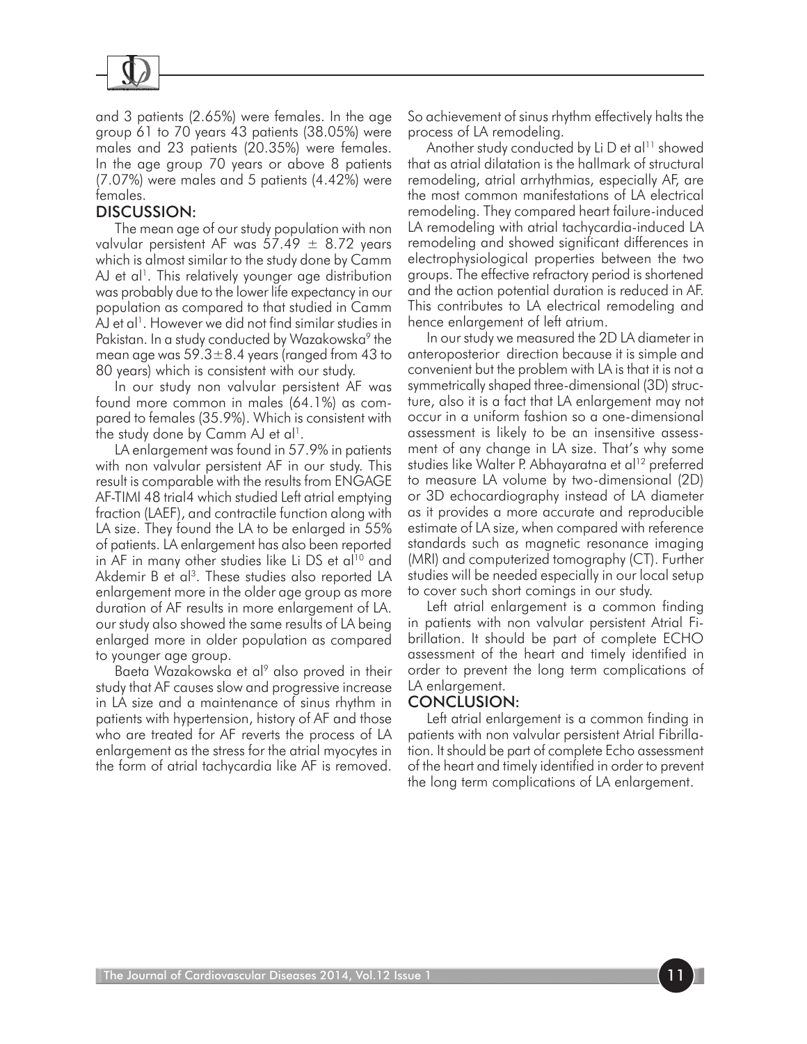and 3 patients (2.65%) were females. In the age group 61 to 70 years 43 patients (38.05%) were males and 23 patients (20.35%) were females. In the age group 70 years or above 8 patients (7.07%) were males and 5 patients (4.42%) were females.

## DISCUSSION:

The mean age of our study population with non valvular persistent AF was 57.49 ± 8.72 years which is almost similar to the study done by Camm AJ et al[1]. This relatively younger age distribution was probably due to the lower life expectancy in our population as compared to that studied in Camm AJ et al[1]. However we did not find similar studies in Pakistan. In a study conducted by Wazakowska[9] the mean age was 59.3±8.4 years (ranged from 43 to 80 years) which is consistent with our study.

In our study non valvular persistent AF was found more common in males (64.1%) as compared to females (35.9%). Which is consistent with the study done by Camm AJ et al[1].

LA enlargement was found in 57.9% in patients with non valvular persistent AF in our study. This result is comparable with the results from ENGAGE AF-TIMI 48 trial4 which studied Left atrial emptying fraction (LAEF), and contractile function along with LA size. They found the LA to be enlarged in 55% of patients. LA enlargement has also been reported in AF in many other studies like Li DS et al[10] and Akdemir B et al[3]. These studies also reported LA enlargement more in the older age group as more duration of AF results in more enlargement of LA. our study also showed the same results of LA being enlarged more in older population as compared to younger age group.

Baeta Wazakowska et al[9] also proved in their study that AF causes slow and progressive increase in LA size and a maintenance of sinus rhythm in patients with hypertension, history of AF and those who are treated for AF reverts the process of LA enlargement as the stress for the atrial myocytes in the form of atrial tachycardia like AF is removed. So achievement of sinus rhythm effectively halts the process of LA remodeling.

Another study conducted by Li D et al[11] showed that as atrial dilatation is the hallmark of structural remodeling, atrial arrhythmias, especially AF, are the most common manifestations of LA electrical remodeling. They compared heart failure-induced LA remodeling with atrial tachycardia-induced LA remodeling and showed significant differences in electrophysiological properties between the two groups. The effective refractory period is shortened and the action potential duration is reduced in AF. This contributes to LA electrical remodeling and hence enlargement of left atrium.

In our study we measured the 2D LA diameter in anteroposterior direction because it is simple and convenient but the problem with LA is that it is not a symmetrically shaped three-dimensional (3D) structure, also it is a fact that LA enlargement may not occur in a uniform fashion so a one-dimensional assessment is likely to be an insensitive assessment of any change in LA size. That's why some studies like Walter P. Abhayaratna et al[12] preferred to measure LA volume by two-dimensional (2D) or 3D echocardiography instead of LA diameter as it provides a more accurate and reproducible estimate of LA size, when compared with reference standards such as magnetic resonance imaging (MRI) and computerized tomography (CT). Further studies will be needed especially in our local setup to cover such short comings in our study.

Left atrial enlargement is a common finding in patients with non valvular persistent Atrial Fibrillation. It should be part of complete ECHO assessment of the heart and timely identified in order to prevent the long term complications of LA enlargement.

## CONCLUSION:

Left atrial enlargement is a common finding in patients with non valvular persistent Atrial Fibrillation. It should be part of complete Echo assessment of the heart and timely identified in order to prevent the long term complications of LA enlargement.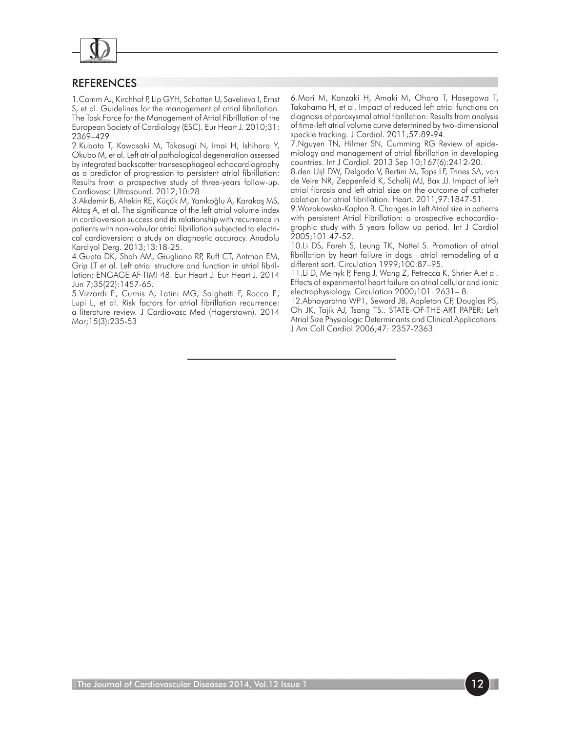## REFERENCES

1.Camm AJ, Kirchhof P, Lip GYH, Schotten U, Savelieva I, Ernst S, et al. Guidelines for the management of atrial fibrillation. The Task Force for the Management of Atrial Fibrillation of the European Society of Cardiology (ESC). Eur Heart J. 2010;31: 2369–429

2.Kubota T, Kawasaki M, Takasugi N, Imai H, Ishihara Y, Okubo M, et al. Left atrial pathological degeneration assessed by integrated backscatter transesophageal echocardiography as a predictor of progression to persistent atrial fibrillation: Results from a prospective study of three-years follow-up. Cardiovasc Ultrasound. 2012;10:28

3.Akdemir B, Altekin RE, Küçük M, Yanıkoğlu A, Karakaş MS, Aktaş A, et al. The significance of the left atrial volume index in cardioversion success and its relationship with recurrence in patients with non-valvular atrial fibrillation subjected to electrical cardioversion: a study on diagnostic accuracy. Anadolu Kardiyol Derg. 2013;13:18-25.

4.Gupta DK, Shah AM, Giugliano RP, Ruff CT, Antman EM, Grip LT et al. Left atrial structure and function in atrial fibrillation: ENGAGE AF-TIMI 48. Eur Heart J. Eur Heart J. 2014 Jun 7;35(22):1457-65.

5.Vizzardi E, Curnis A, Latini MG, Salghetti F, Rocco E, Lupi L, et al. Risk factors for atrial fibrillation recurrence: a literature review. J Cardiovasc Med (Hagerstown). 2014 Mar;15(3):235-53

6.Mori M, Kanzaki H, Amaki M, Ohara T, Hasegawa T, Takahama H, et al. Impact of reduced left atrial functions on diagnosis of paroxysmal atrial fibrillation: Results from analysis of time-left atrial volume curve determined by two-dimensional speckle tracking. J Cardiol. 2011;57:89-94.

7.Nguyen TN, Hilmer SN, Cumming RG Review of epidemiology and management of atrial fibrillation in developing countries. Int J Cardiol. 2013 Sep 10;167(6):2412-20.

8.den Uijl DW, Delgado V, Bertini M, Tops LF, Trines SA, van de Veire NR, Zeppenfeld K, Schalij MJ, Bax JJ. Impact of left atrial fibrosis and left atrial size on the outcome of catheter ablation for atrial fibrillation. Heart. 2011;97:1847-51.

9.Wozakowska-Kapłon B. Changes in Left Atrial size in patients with persistent Atrial Fibrillation: a prospective echocardiographic study with 5 years follow up period. Int J Cardiol 2005;101:47-52.

10.Li DS, Fareh S, Leung TK, Nattel S. Promotion of atrial fibrillation by heart failure in dogs—atrial remodeling of a different sort. Circulation 1999;100:87–95.

11.Li D, Melnyk P, Feng J, Wang Z, Petrecca K, Shrier A.et al. Effects of experimental heart failure on atrial cellular and ionic electrophysiology. Circulation 2000;101: 2631– 8.

12.Abhayaratna WP1, Seward JB, Appleton CP, Douglas PS, Oh JK, Tajik AJ, Tsang TS.. STATE-OF-THE-ART PAPER: Left Atrial Size Physiologic Determinants and Clinical Applications. J Am Coll Cardiol 2006;47: 2357-2363.